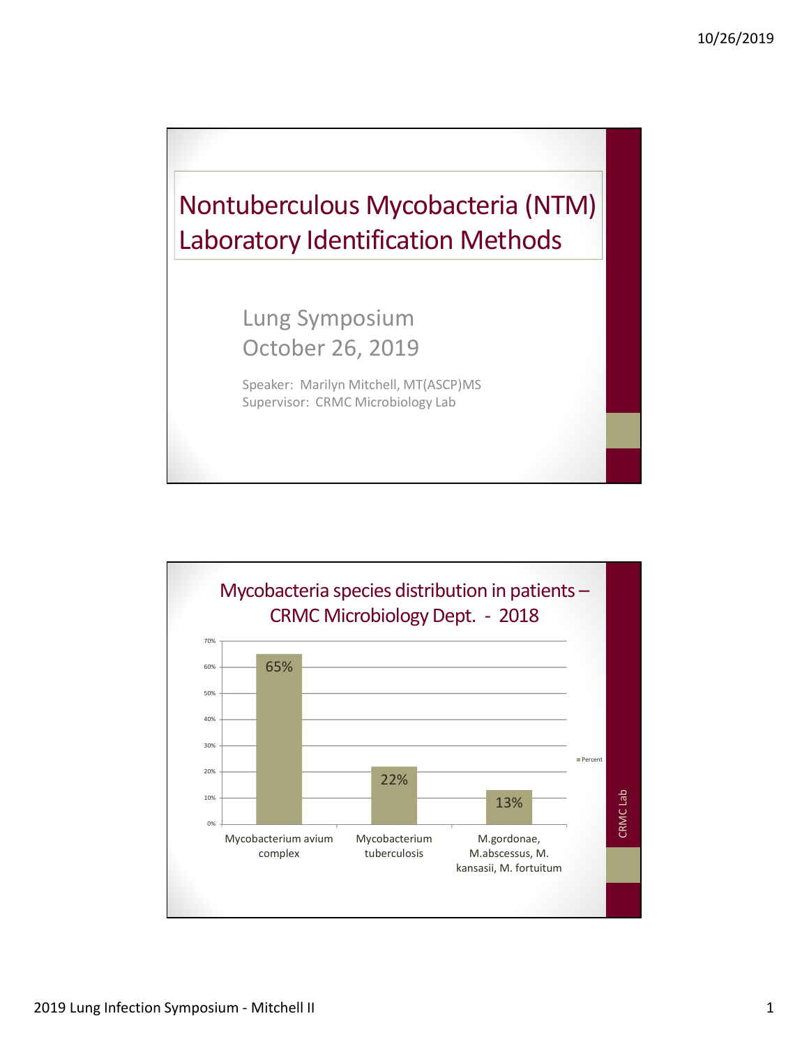# Nontuberculous Mycobacteria (NTM) Laboratory Identification Methods

Lung Symposium
October 26, 2019

Speaker: Marilyn Mitchell, MT(ASCP)MS
Supervisor: CRMC Microbiology Lab

## Mycobacteria species distribution in patients – CRMC Microbiology Dept. - 2018

| Species | Percent |
| --- | --- |
| Mycobacterium avium complex | 65% |
| Mycobacterium tuberculosis | 22% |
| M.gordonae, M.abscessus, M. kansasii, M. fortuitum | 13% |

CRMC Lab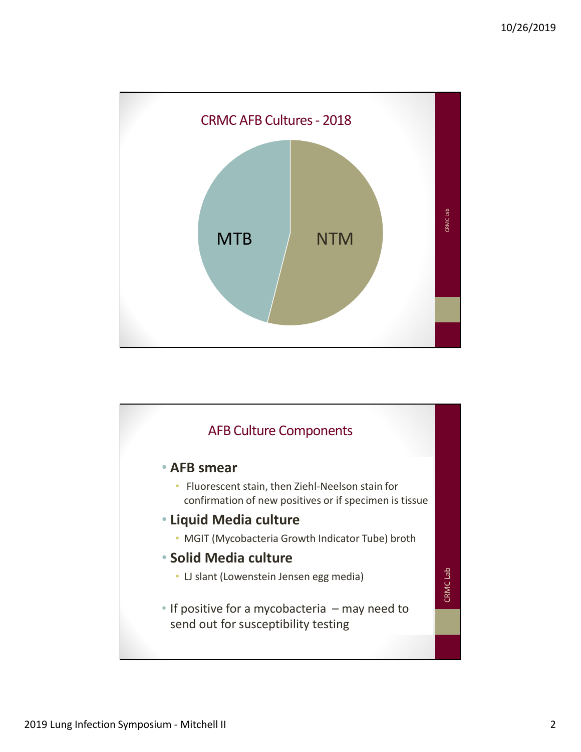## CRMC AFB Cultures - 2018

MTB

NTM

CRMC Lab

## AFB Culture Components

- **AFB smear**
  - Fluorescent stain, then Ziehl-Neelson stain for confirmation of new positives or if specimen is tissue
- **Liquid Media culture**
  - MGIT (Mycobacteria Growth Indicator Tube) broth
- **Solid Media culture**
  - LJ slant (Lowenstein Jensen egg media)
- If positive for a mycobacteria – may need to send out for susceptibility testing

CRMC Lab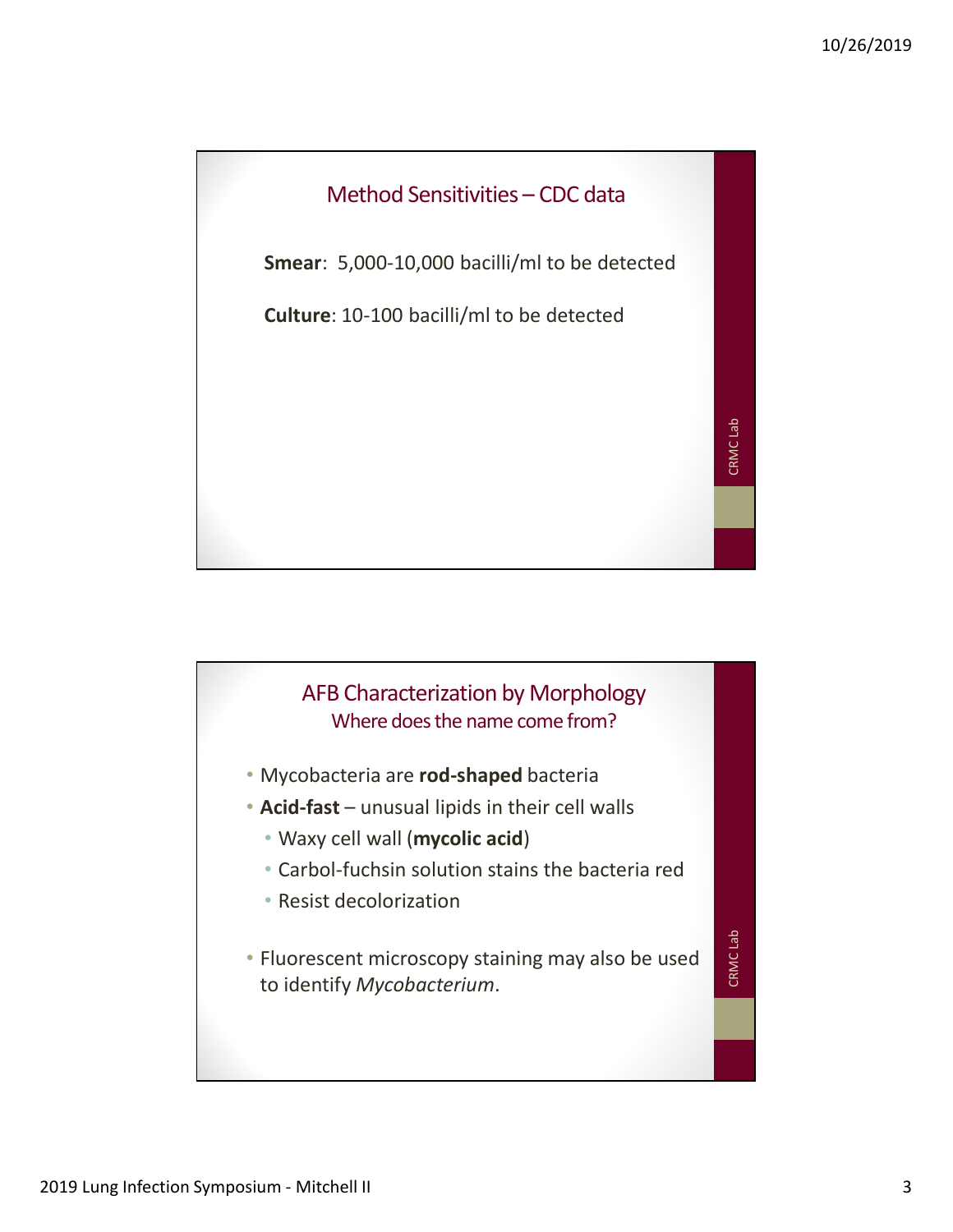## Method Sensitivities – CDC data

**Smear**: 5,000-10,000 bacilli/ml to be detected

**Culture**: 10-100 bacilli/ml to be detected

## AFB Characterization by Morphology

### Where does the name come from?

- Mycobacteria are **rod-shaped** bacteria
- **Acid-fast** – unusual lipids in their cell walls
  - Waxy cell wall (**mycolic acid**)
  - Carbol-fuchsin solution stains the bacteria red
  - Resist decolorization
- Fluorescent microscopy staining may also be used to identify *Mycobacterium*.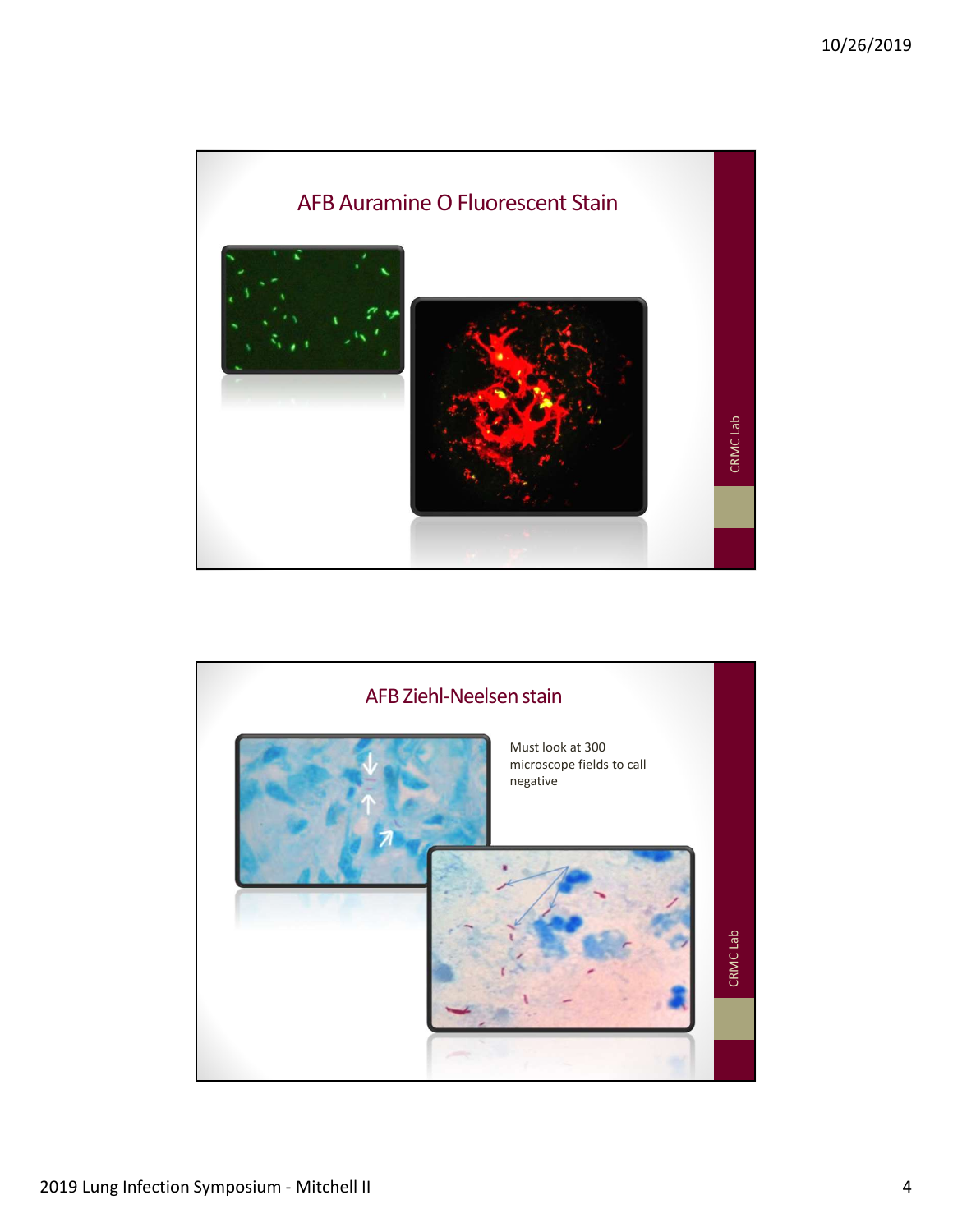## AFB Auramine O Fluorescent Stain

## AFB Ziehl-Neelsen stain

Must look at 300 microscope fields to call negative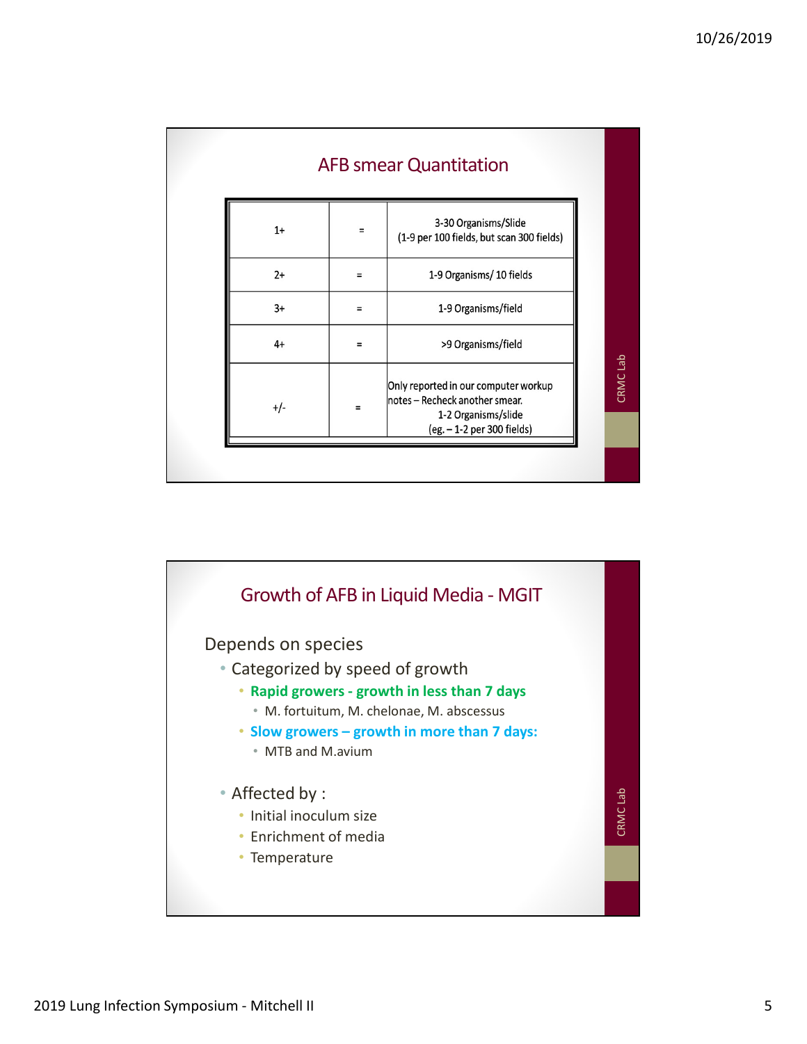## AFB smear Quantitation

| | | |
|---|---|---|
| 1+ | = | 3-30 Organisms/Slide (1-9 per 100 fields, but scan 300 fields) |
| 2+ | = | 1-9 Organisms/ 10 fields |
| 3+ | = | 1-9 Organisms/field |
| 4+ | = | >9 Organisms/field |
| +/- | = | Only reported in our computer workup notes – Recheck another smear. 1-2 Organisms/slide (eg. – 1-2 per 300 fields) |

CRMC Lab

## Growth of AFB in Liquid Media - MGIT

Depends on species

- Categorized by speed of growth
  - **Rapid growers - growth in less than 7 days**
    - M. fortuitum, M. chelonae, M. abscessus
  - **Slow growers – growth in more than 7 days:**
    - MTB and M.avium
- Affected by :
  - Initial inoculum size
  - Enrichment of media
  - Temperature

CRMC Lab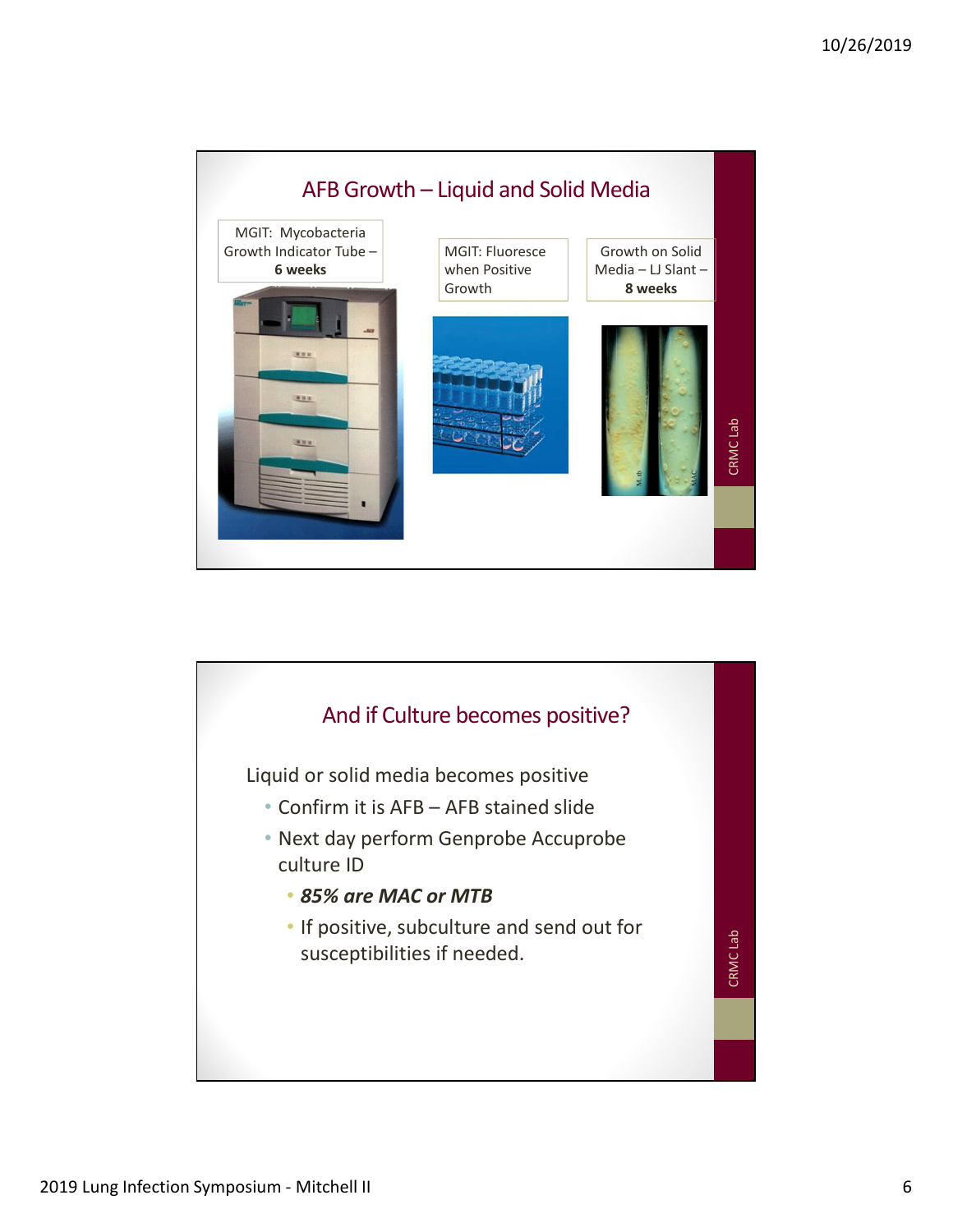## AFB Growth – Liquid and Solid Media

MGIT: Mycobacteria Growth Indicator Tube – **6 weeks**

MGIT: Fluoresce when Positive Growth

Growth on Solid Media – LJ Slant – **8 weeks**

## And if Culture becomes positive?

Liquid or solid media becomes positive

- Confirm it is AFB – AFB stained slide
- Next day perform Genprobe Accuprobe culture ID
  - ***85% are MAC or MTB***
  - If positive, subculture and send out for susceptibilities if needed.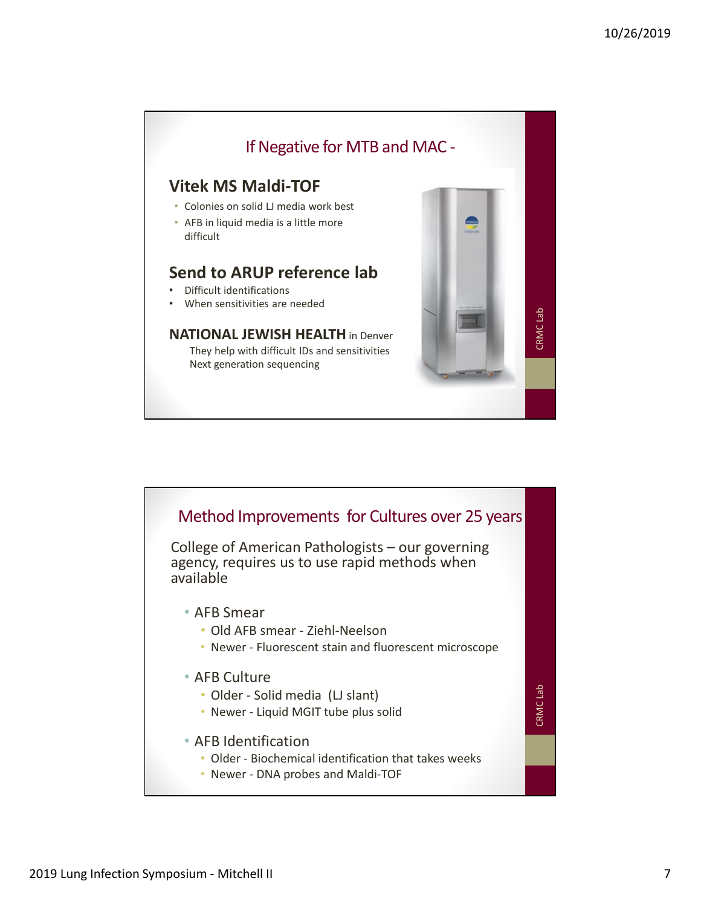## If Negative for MTB and MAC -

### Vitek MS Maldi-TOF

- Colonies on solid LJ media work best
- AFB in liquid media is a little more difficult

### Send to ARUP reference lab

- Difficult identifications
- When sensitivities are needed

**NATIONAL JEWISH HEALTH** in Denver

They help with difficult IDs and sensitivities
Next generation sequencing

CRMC Lab

## Method Improvements for Cultures over 25 years

College of American Pathologists – our governing agency, requires us to use rapid methods when available

- AFB Smear
  - Old AFB smear - Ziehl-Neelson
  - Newer - Fluorescent stain and fluorescent microscope
- AFB Culture
  - Older - Solid media (LJ slant)
  - Newer - Liquid MGIT tube plus solid
- AFB Identification
  - Older - Biochemical identification that takes weeks
  - Newer - DNA probes and Maldi-TOF

CRMC Lab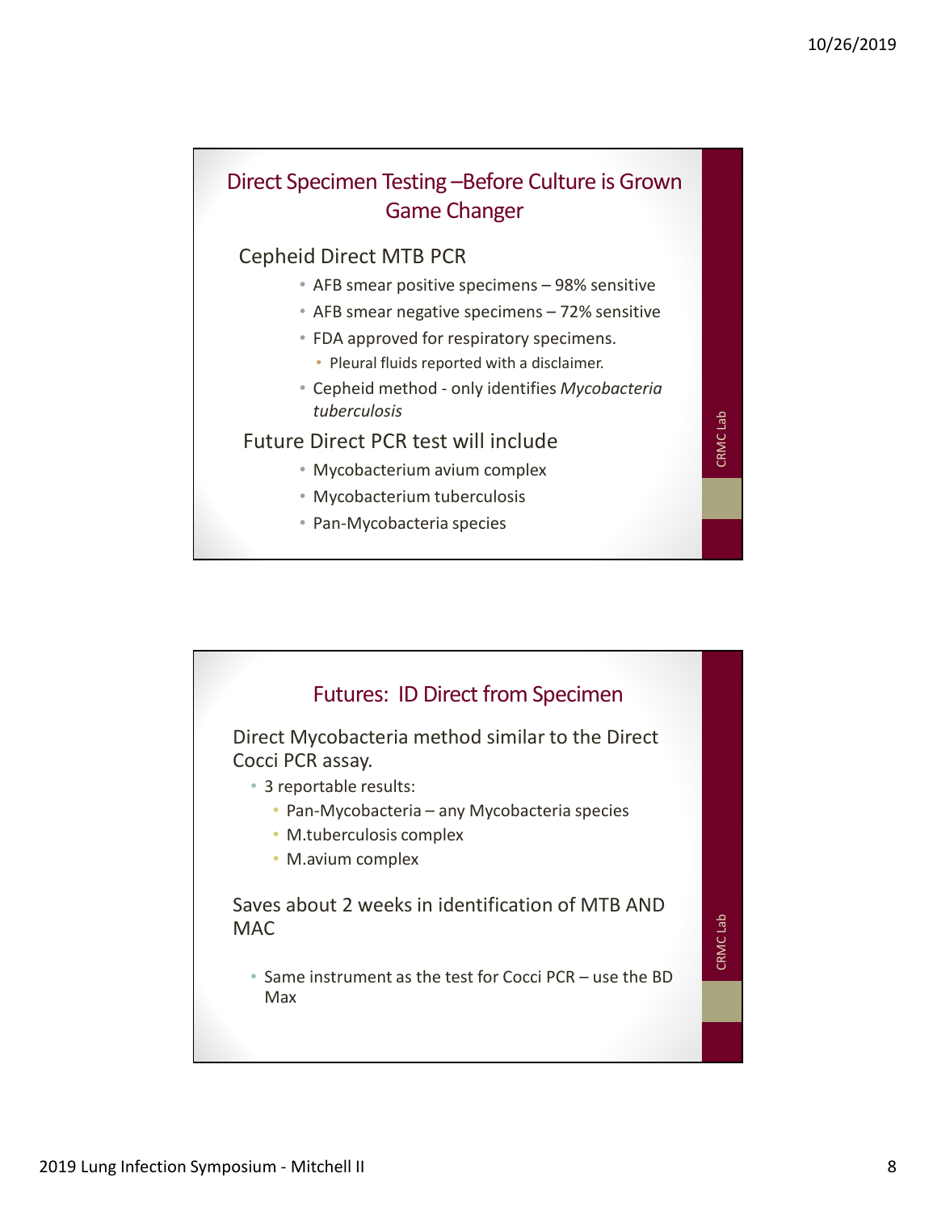## Direct Specimen Testing –Before Culture is Grown Game Changer

Cepheid Direct MTB PCR

- AFB smear positive specimens – 98% sensitive
- AFB smear negative specimens – 72% sensitive
- FDA approved for respiratory specimens.
  - Pleural fluids reported with a disclaimer.
- Cepheid method - only identifies *Mycobacteria tuberculosis*

Future Direct PCR test will include

- Mycobacterium avium complex
- Mycobacterium tuberculosis
- Pan-Mycobacteria species

CRMC Lab

## Futures: ID Direct from Specimen

Direct Mycobacteria method similar to the Direct Cocci PCR assay.

- 3 reportable results:
  - Pan-Mycobacteria – any Mycobacteria species
  - M.tuberculosis complex
  - M.avium complex

Saves about 2 weeks in identification of MTB AND MAC

- Same instrument as the test for Cocci PCR – use the BD Max

CRMC Lab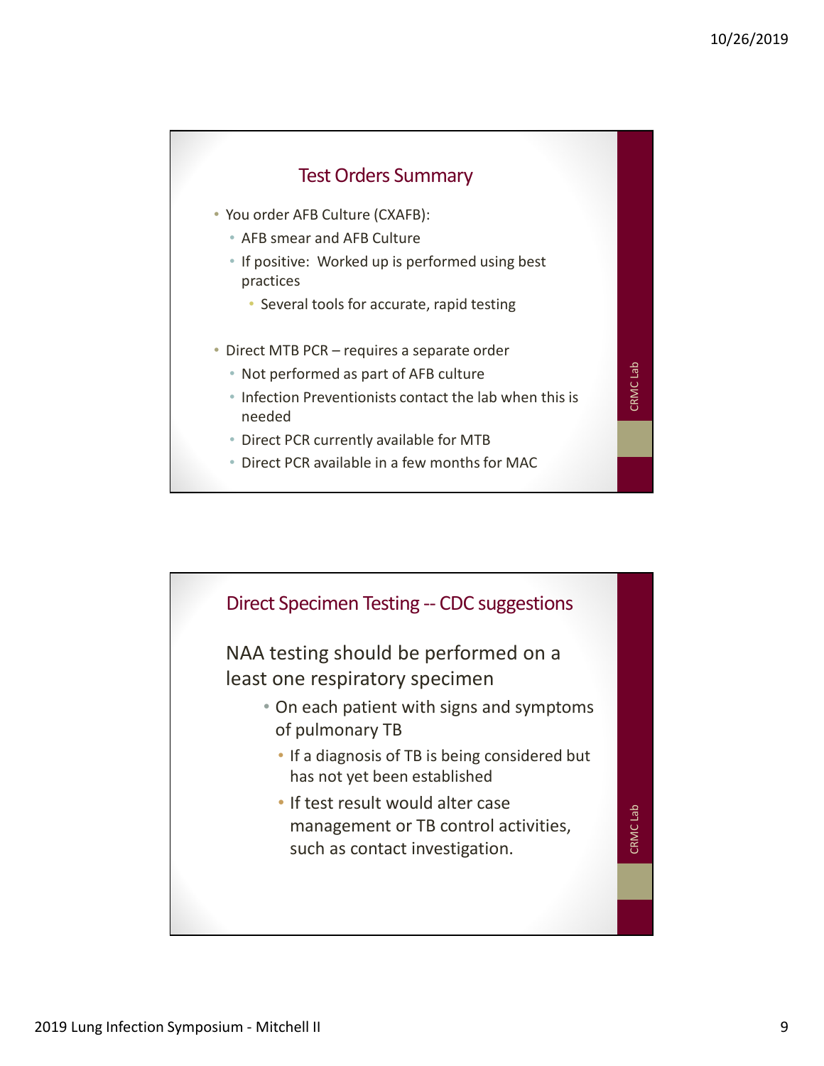## Test Orders Summary

- You order AFB Culture (CXAFB):
  - AFB smear and AFB Culture
  - If positive: Worked up is performed using best practices
    - Several tools for accurate, rapid testing
- Direct MTB PCR – requires a separate order
  - Not performed as part of AFB culture
  - Infection Preventionists contact the lab when this is needed
  - Direct PCR currently available for MTB
  - Direct PCR available in a few months for MAC

CRMC Lab

## Direct Specimen Testing -- CDC suggestions

NAA testing should be performed on a least one respiratory specimen

- On each patient with signs and symptoms of pulmonary TB
  - If a diagnosis of TB is being considered but has not yet been established
  - If test result would alter case management or TB control activities, such as contact investigation.

CRMC Lab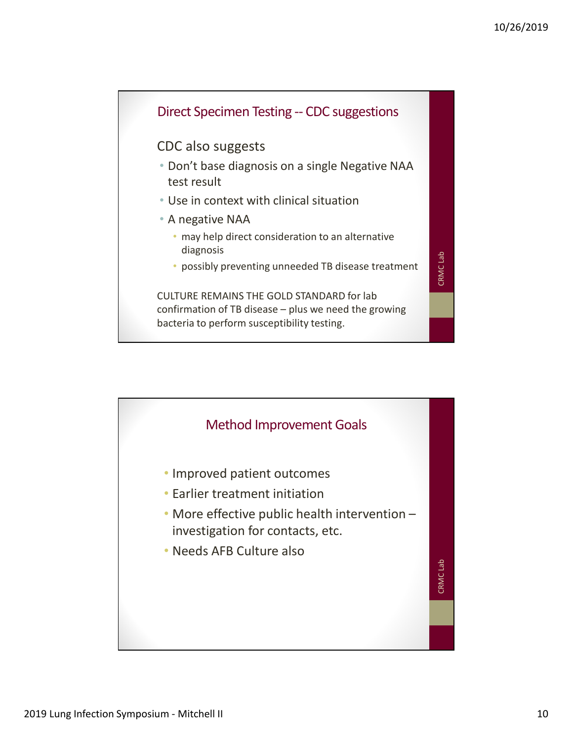## Direct Specimen Testing -- CDC suggestions

CDC also suggests

- Don't base diagnosis on a single Negative NAA test result
- Use in context with clinical situation
- A negative NAA
  - may help direct consideration to an alternative diagnosis
  - possibly preventing unneeded TB disease treatment

CULTURE REMAINS THE GOLD STANDARD for lab confirmation of TB disease – plus we need the growing bacteria to perform susceptibility testing.

CRMC Lab

## Method Improvement Goals

- Improved patient outcomes
- Earlier treatment initiation
- More effective public health intervention – investigation for contacts, etc.
- Needs AFB Culture also

CRMC Lab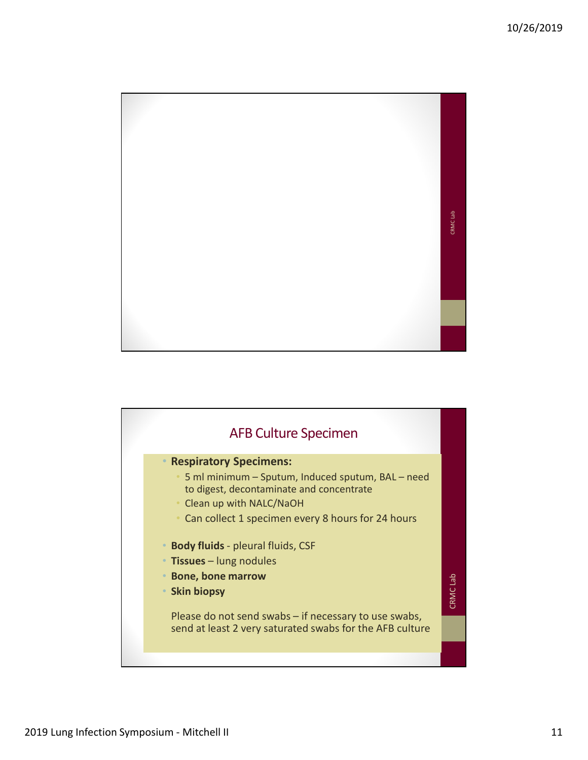## AFB Culture Specimen

- **Respiratory Specimens:**
  - 5 ml minimum – Sputum, Induced sputum, BAL – need to digest, decontaminate and concentrate
  - Clean up with NALC/NaOH
  - Can collect 1 specimen every 8 hours for 24 hours
- **Body fluids** - pleural fluids, CSF
- **Tissues** – lung nodules
- **Bone, bone marrow**
- **Skin biopsy**

Please do not send swabs – if necessary to use swabs, send at least 2 very saturated swabs for the AFB culture